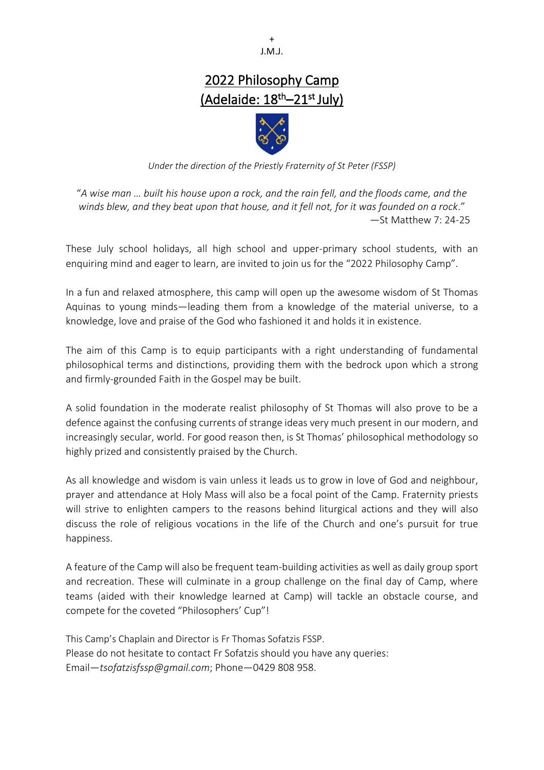+
J.M.J.

# 2022 Philosophy Camp (Adelaide: 18th–21st July)

*Under the direction of the Priestly Fraternity of St Peter (FSSP)*

"*A wise man … built his house upon a rock, and the rain fell, and the floods came, and the winds blew, and they beat upon that house, and it fell not, for it was founded on a rock*."
—St Matthew 7: 24-25

These July school holidays, all high school and upper-primary school students, with an enquiring mind and eager to learn, are invited to join us for the "2022 Philosophy Camp".

In a fun and relaxed atmosphere, this camp will open up the awesome wisdom of St Thomas Aquinas to young minds—leading them from a knowledge of the material universe, to a knowledge, love and praise of the God who fashioned it and holds it in existence.

The aim of this Camp is to equip participants with a right understanding of fundamental philosophical terms and distinctions, providing them with the bedrock upon which a strong and firmly-grounded Faith in the Gospel may be built.

A solid foundation in the moderate realist philosophy of St Thomas will also prove to be a defence against the confusing currents of strange ideas very much present in our modern, and increasingly secular, world. For good reason then, is St Thomas' philosophical methodology so highly prized and consistently praised by the Church.

As all knowledge and wisdom is vain unless it leads us to grow in love of God and neighbour, prayer and attendance at Holy Mass will also be a focal point of the Camp. Fraternity priests will strive to enlighten campers to the reasons behind liturgical actions and they will also discuss the role of religious vocations in the life of the Church and one's pursuit for true happiness.

A feature of the Camp will also be frequent team-building activities as well as daily group sport and recreation. These will culminate in a group challenge on the final day of Camp, where teams (aided with their knowledge learned at Camp) will tackle an obstacle course, and compete for the coveted "Philosophers' Cup"!

This Camp's Chaplain and Director is Fr Thomas Sofatzis FSSP.
Please do not hesitate to contact Fr Sofatzis should you have any queries:
Email—*tsofatzisfssp@gmail.com*; Phone—0429 808 958.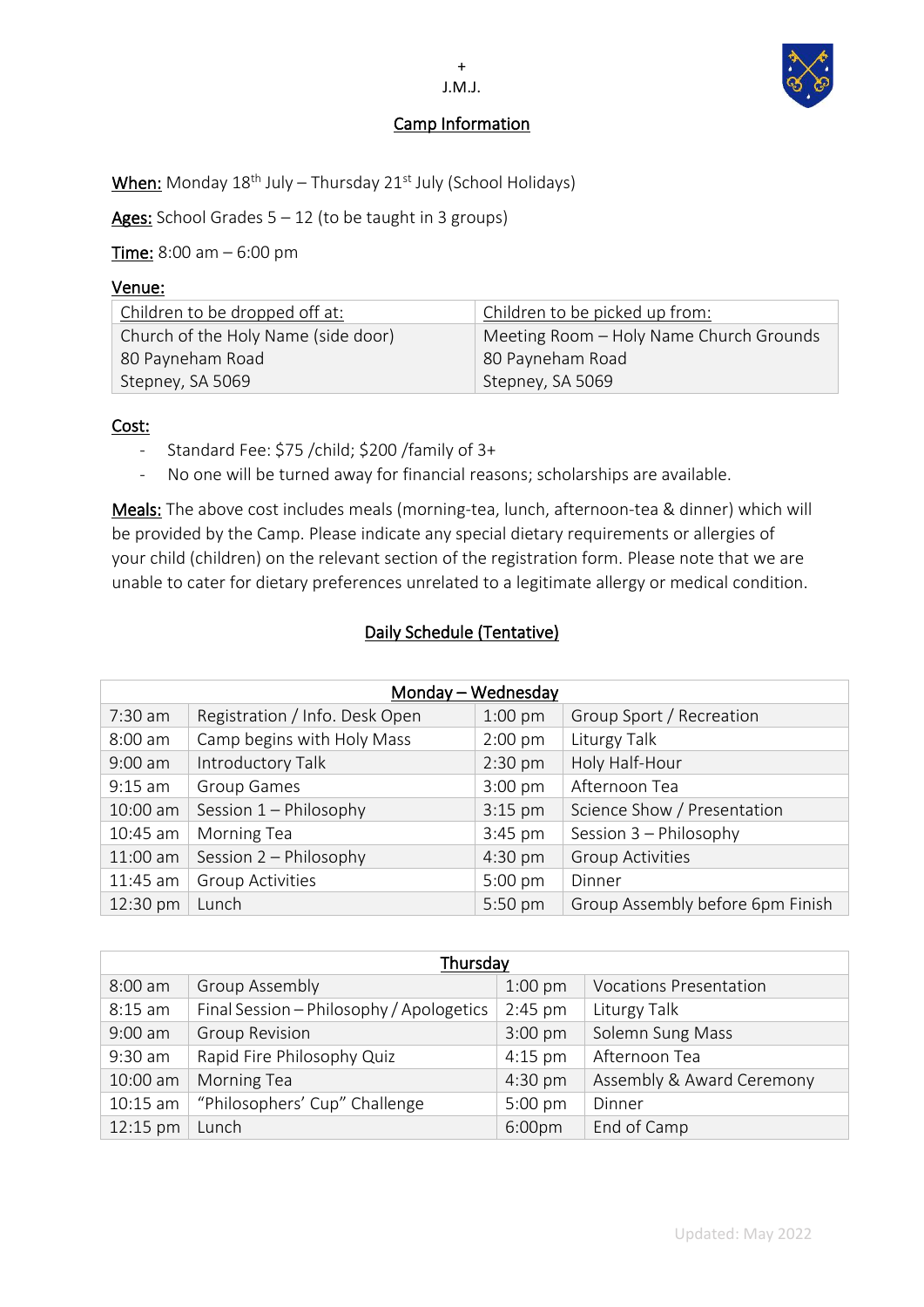+
J.M.J.

## Camp Information

**When:** Monday 18th July – Thursday 21st July (School Holidays)

**Ages:** School Grades 5 – 12 (to be taught in 3 groups)

**Time:** 8:00 am – 6:00 pm

**Venue:**

| Children to be dropped off at: | Children to be picked up from: |
|---|---|
| Church of the Holy Name (side door)<br>80 Payneham Road<br>Stepney, SA 5069 | Meeting Room – Holy Name Church Grounds<br>80 Payneham Road<br>Stepney, SA 5069 |

**Cost:**

- Standard Fee: $75 /child; $200 /family of 3+
- No one will be turned away for financial reasons; scholarships are available.

**Meals:** The above cost includes meals (morning-tea, lunch, afternoon-tea & dinner) which will be provided by the Camp. Please indicate any special dietary requirements or allergies of your child (children) on the relevant section of the registration form. Please note that we are unable to cater for dietary preferences unrelated to a legitimate allergy or medical condition.

## Daily Schedule (Tentative)

| Monday – Wednesday | | | |
|---|---|---|---|
| 7:30 am | Registration / Info. Desk Open | 1:00 pm | Group Sport / Recreation |
| 8:00 am | Camp begins with Holy Mass | 2:00 pm | Liturgy Talk |
| 9:00 am | Introductory Talk | 2:30 pm | Holy Half-Hour |
| 9:15 am | Group Games | 3:00 pm | Afternoon Tea |
| 10:00 am | Session 1 – Philosophy | 3:15 pm | Science Show / Presentation |
| 10:45 am | Morning Tea | 3:45 pm | Session 3 – Philosophy |
| 11:00 am | Session 2 – Philosophy | 4:30 pm | Group Activities |
| 11:45 am | Group Activities | 5:00 pm | Dinner |
| 12:30 pm | Lunch | 5:50 pm | Group Assembly before 6pm Finish |

| Thursday | | | |
|---|---|---|---|
| 8:00 am | Group Assembly | 1:00 pm | Vocations Presentation |
| 8:15 am | Final Session – Philosophy / Apologetics | 2:45 pm | Liturgy Talk |
| 9:00 am | Group Revision | 3:00 pm | Solemn Sung Mass |
| 9:30 am | Rapid Fire Philosophy Quiz | 4:15 pm | Afternoon Tea |
| 10:00 am | Morning Tea | 4:30 pm | Assembly & Award Ceremony |
| 10:15 am | "Philosophers' Cup" Challenge | 5:00 pm | Dinner |
| 12:15 pm | Lunch | 6:00pm | End of Camp |

Updated: May 2022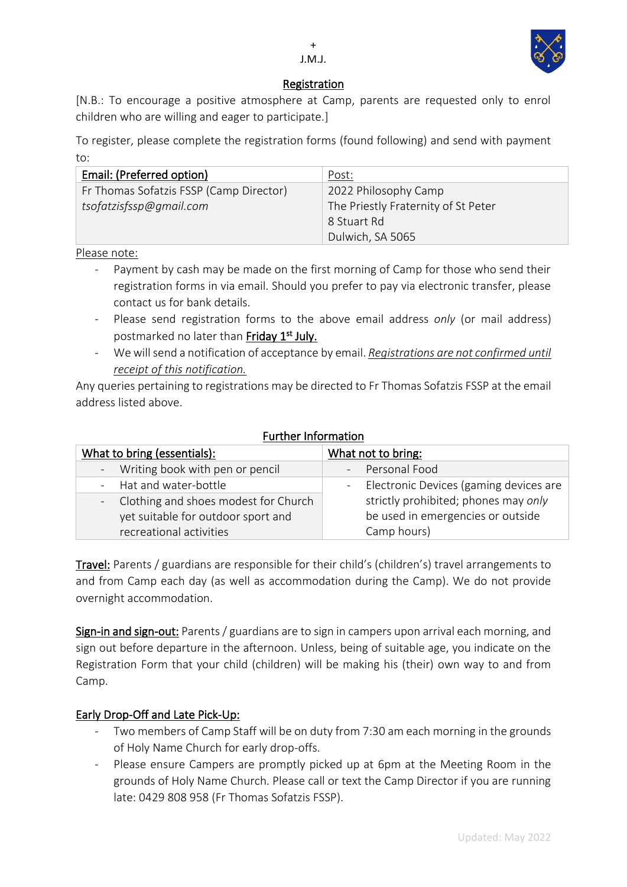+
J.M.J.

## Registration

[N.B.: To encourage a positive atmosphere at Camp, parents are requested only to enrol children who are willing and eager to participate.]

To register, please complete the registration forms (found following) and send with payment to:

| Email: (Preferred option) | Post: |
|---|---|
| Fr Thomas Sofatzis FSSP (Camp Director)<br>*tsofatzisfssp@gmail.com* | 2022 Philosophy Camp<br>The Priestly Fraternity of St Peter<br>8 Stuart Rd<br>Dulwich, SA 5065 |

Please note:

- Payment by cash may be made on the first morning of Camp for those who send their registration forms in via email. Should you prefer to pay via electronic transfer, please contact us for bank details.
- Please send registration forms to the above email address *only* (or mail address) postmarked no later than **Friday 1st July.**
- We will send a notification of acceptance by email. *Registrations are not confirmed until receipt of this notification.*

Any queries pertaining to registrations may be directed to Fr Thomas Sofatzis FSSP at the email address listed above.

## Further Information

| What to bring (essentials): | What not to bring: |
|---|---|
| - Writing book with pen or pencil | - Personal Food |
| - Hat and water-bottle | - Electronic Devices (gaming devices are strictly prohibited; phones may *only* be used in emergencies or outside Camp hours) |
| - Clothing and shoes modest for Church yet suitable for outdoor sport and recreational activities | |

**Travel:** Parents / guardians are responsible for their child's (children's) travel arrangements to and from Camp each day (as well as accommodation during the Camp). We do not provide overnight accommodation.

**Sign-in and sign-out:** Parents / guardians are to sign in campers upon arrival each morning, and sign out before departure in the afternoon. Unless, being of suitable age, you indicate on the Registration Form that your child (children) will be making his (their) own way to and from Camp.

**Early Drop-Off and Late Pick-Up:**

- Two members of Camp Staff will be on duty from 7:30 am each morning in the grounds of Holy Name Church for early drop-offs.
- Please ensure Campers are promptly picked up at 6pm at the Meeting Room in the grounds of Holy Name Church. Please call or text the Camp Director if you are running late: 0429 808 958 (Fr Thomas Sofatzis FSSP).

Updated: May 2022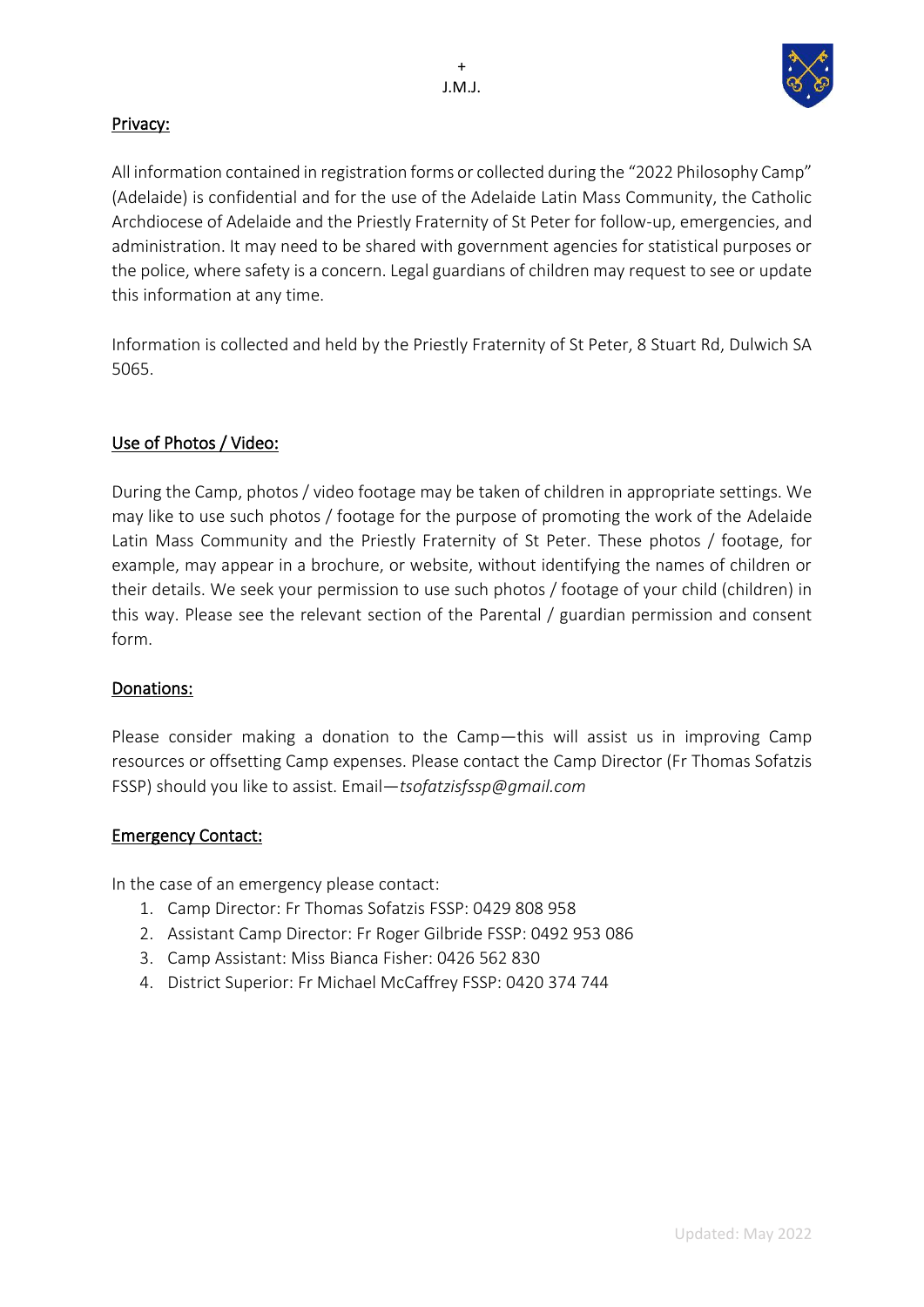## Privacy:

All information contained in registration forms or collected during the "2022 Philosophy Camp" (Adelaide) is confidential and for the use of the Adelaide Latin Mass Community, the Catholic Archdiocese of Adelaide and the Priestly Fraternity of St Peter for follow-up, emergencies, and administration. It may need to be shared with government agencies for statistical purposes or the police, where safety is a concern. Legal guardians of children may request to see or update this information at any time.

Information is collected and held by the Priestly Fraternity of St Peter, 8 Stuart Rd, Dulwich SA 5065.

## Use of Photos / Video:

During the Camp, photos / video footage may be taken of children in appropriate settings. We may like to use such photos / footage for the purpose of promoting the work of the Adelaide Latin Mass Community and the Priestly Fraternity of St Peter. These photos / footage, for example, may appear in a brochure, or website, without identifying the names of children or their details. We seek your permission to use such photos / footage of your child (children) in this way. Please see the relevant section of the Parental / guardian permission and consent form.

## Donations:

Please consider making a donation to the Camp—this will assist us in improving Camp resources or offsetting Camp expenses. Please contact the Camp Director (Fr Thomas Sofatzis FSSP) should you like to assist. Email—*tsofatzisfssp@gmail.com*

## Emergency Contact:

In the case of an emergency please contact:

1. Camp Director: Fr Thomas Sofatzis FSSP: 0429 808 958
2. Assistant Camp Director: Fr Roger Gilbride FSSP: 0492 953 086
3. Camp Assistant: Miss Bianca Fisher: 0426 562 830
4. District Superior: Fr Michael McCaffrey FSSP: 0420 374 744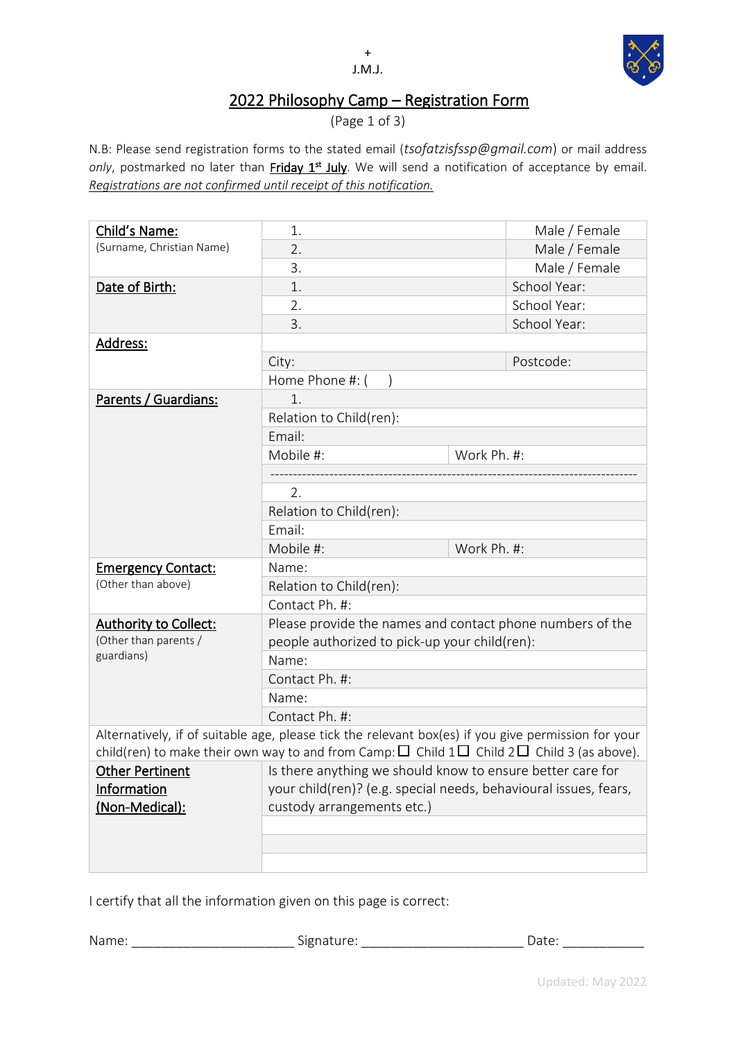\+
J.M.J.

# 2022 Philosophy Camp – Registration Form

(Page 1 of 3)

N.B: Please send registration forms to the stated email (*tsofatzisfssp@gmail.com*) or mail address *only*, postmarked no later than **Friday 1st July**. We will send a notification of acceptance by email. *Registrations are not confirmed until receipt of this notification.*

| | | |
|---|---|---|
| **Child's Name:** (Surname, Christian Name) | 1. | Male / Female |
| | 2. | Male / Female |
| | 3. | Male / Female |
| **Date of Birth:** | 1. | School Year: |
| | 2. | School Year: |
| | 3. | School Year: |
| **Address:** | | |
| | City: | Postcode: |
| | Home Phone #: (     ) | |
| **Parents / Guardians:** | 1. | |
| | Relation to Child(ren): | |
| | Email: | |
| | Mobile #: | Work Ph. #: |
| | -------------------------------------------------- | |
| | 2. | |
| | Relation to Child(ren): | |
| | Email: | |
| | Mobile #: | Work Ph. #: |
| **Emergency Contact:** (Other than above) | Name: | |
| | Relation to Child(ren): | |
| | Contact Ph. #: | |
| **Authority to Collect:** (Other than parents / guardians) | Please provide the names and contact phone numbers of the people authorized to pick-up your child(ren): | |
| | Name: | |
| | Contact Ph. #: | |
| | Name: | |
| | Contact Ph. #: | |
| Alternatively, if of suitable age, please tick the relevant box(es) if you give permission for your child(ren) to make their own way to and from Camp: ☐ Child 1 ☐ Child 2 ☐ Child 3 (as above). | | |
| **Other Pertinent Information (Non-Medical):** | Is there anything we should know to ensure better care for your child(ren)? (e.g. special needs, behavioural issues, fears, custody arrangements etc.) | |
| | | |
| | | |
| | | |

I certify that all the information given on this page is correct:

Name: ______________________ Signature: ______________________ Date: ___________

Updated: May 2022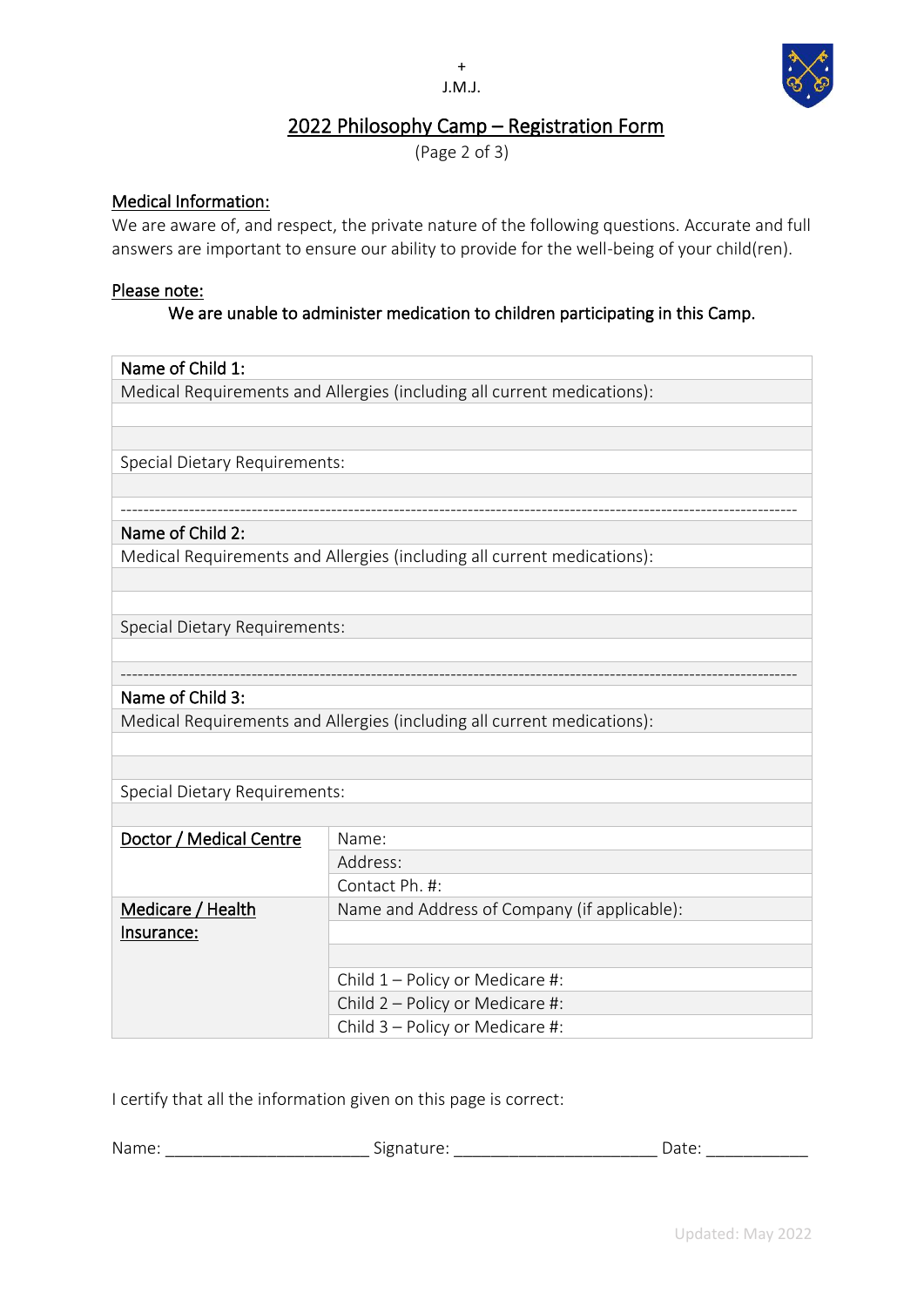+

J.M.J.

# 2022 Philosophy Camp – Registration Form

(Page 2 of 3)

**Medical Information:**

We are aware of, and respect, the private nature of the following questions. Accurate and full answers are important to ensure our ability to provide for the well-being of your child(ren).

**Please note:**

**We are unable to administer medication to children participating in this Camp.**

| Name of Child 1: |
|---|
| Medical Requirements and Allergies (including all current medications): |
| |
| |
| Special Dietary Requirements: |
| |
| ------------------------------------------------------------------------------------------------------------------ |
| **Name of Child 2:** |
| Medical Requirements and Allergies (including all current medications): |
| |
| |
| Special Dietary Requirements: |
| |
| ------------------------------------------------------------------------------------------------------------------ |
| **Name of Child 3:** |
| Medical Requirements and Allergies (including all current medications): |
| |
| |
| Special Dietary Requirements: |
| |

| Doctor / Medical Centre | Name: |
|---|---|
| | Address: |
| | Contact Ph. #: |
| **Medicare / Health Insurance:** | Name and Address of Company (if applicable): |
| | |
| | |
| | Child 1 – Policy or Medicare #: |
| | Child 2 – Policy or Medicare #: |
| | Child 3 – Policy or Medicare #: |

I certify that all the information given on this page is correct:

Name: ______________________ Signature: ______________________ Date: ___________

Updated: May 2022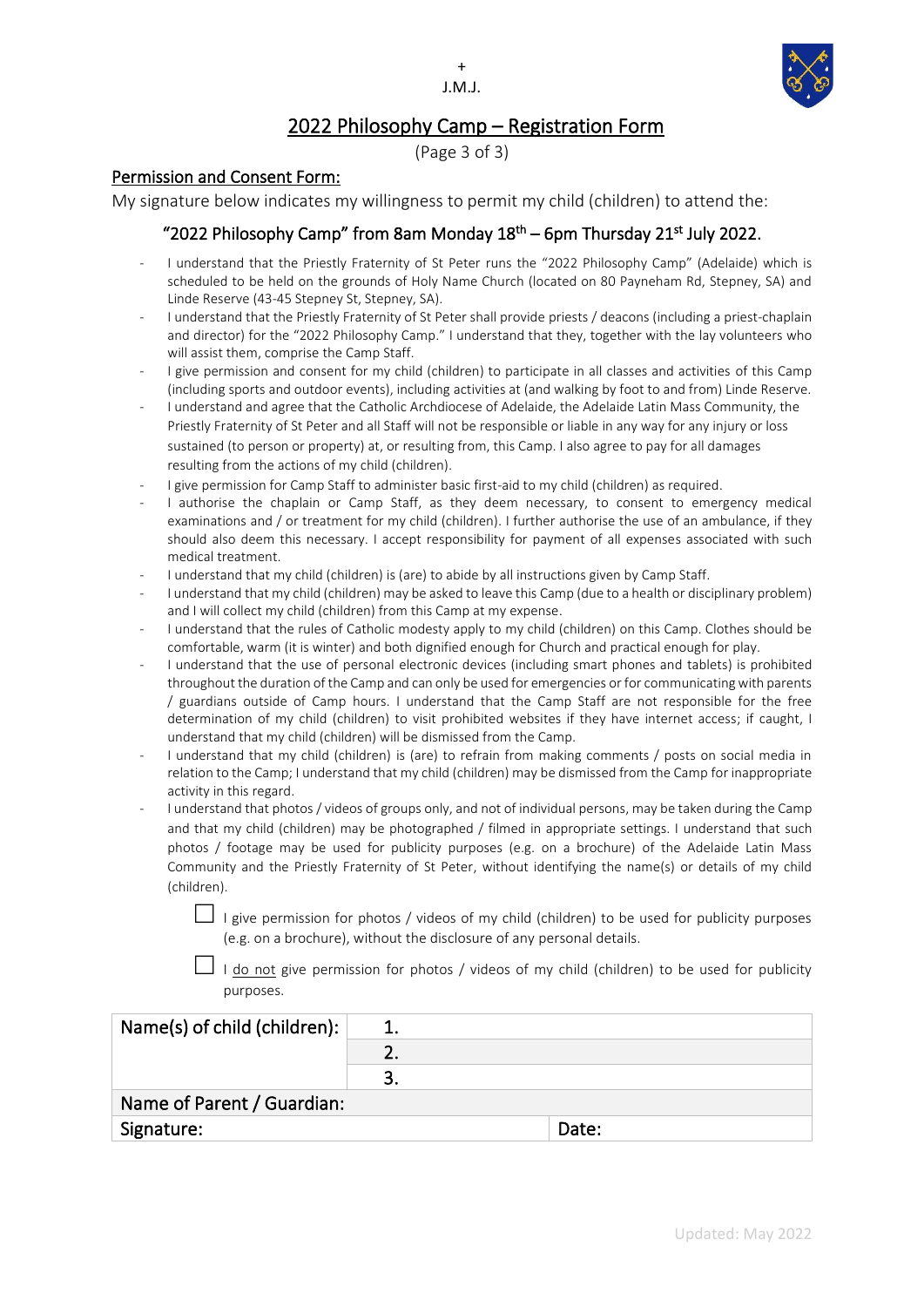+

J.M.J.

# 2022 Philosophy Camp – Registration Form

(Page 3 of 3)

## Permission and Consent Form:

My signature below indicates my willingness to permit my child (children) to attend the:

### "2022 Philosophy Camp" from 8am Monday 18th – 6pm Thursday 21st July 2022.

- I understand that the Priestly Fraternity of St Peter runs the "2022 Philosophy Camp" (Adelaide) which is scheduled to be held on the grounds of Holy Name Church (located on 80 Payneham Rd, Stepney, SA) and Linde Reserve (43-45 Stepney St, Stepney, SA).
- I understand that the Priestly Fraternity of St Peter shall provide priests / deacons (including a priest-chaplain and director) for the "2022 Philosophy Camp." I understand that they, together with the lay volunteers who will assist them, comprise the Camp Staff.
- I give permission and consent for my child (children) to participate in all classes and activities of this Camp (including sports and outdoor events), including activities at (and walking by foot to and from) Linde Reserve.
- I understand and agree that the Catholic Archdiocese of Adelaide, the Adelaide Latin Mass Community, the Priestly Fraternity of St Peter and all Staff will not be responsible or liable in any way for any injury or loss sustained (to person or property) at, or resulting from, this Camp. I also agree to pay for all damages resulting from the actions of my child (children).
- I give permission for Camp Staff to administer basic first-aid to my child (children) as required.
- I authorise the chaplain or Camp Staff, as they deem necessary, to consent to emergency medical examinations and / or treatment for my child (children). I further authorise the use of an ambulance, if they should also deem this necessary. I accept responsibility for payment of all expenses associated with such medical treatment.
- I understand that my child (children) is (are) to abide by all instructions given by Camp Staff.
- I understand that my child (children) may be asked to leave this Camp (due to a health or disciplinary problem) and I will collect my child (children) from this Camp at my expense.
- I understand that the rules of Catholic modesty apply to my child (children) on this Camp. Clothes should be comfortable, warm (it is winter) and both dignified enough for Church and practical enough for play.
- I understand that the use of personal electronic devices (including smart phones and tablets) is prohibited throughout the duration of the Camp and can only be used for emergencies or for communicating with parents / guardians outside of Camp hours. I understand that the Camp Staff are not responsible for the free determination of my child (children) to visit prohibited websites if they have internet access; if caught, I understand that my child (children) will be dismissed from the Camp.
- I understand that my child (children) is (are) to refrain from making comments / posts on social media in relation to the Camp; I understand that my child (children) may be dismissed from the Camp for inappropriate activity in this regard.
- I understand that photos / videos of groups only, and not of individual persons, may be taken during the Camp and that my child (children) may be photographed / filmed in appropriate settings. I understand that such photos / footage may be used for publicity purposes (e.g. on a brochure) of the Adelaide Latin Mass Community and the Priestly Fraternity of St Peter, without identifying the name(s) or details of my child (children).

☐ I give permission for photos / videos of my child (children) to be used for publicity purposes (e.g. on a brochure), without the disclosure of any personal details.

☐ I do not give permission for photos / videos of my child (children) to be used for publicity purposes.

| | | |
|---|---|---|
| Name(s) of child (children): | 1. | |
| | 2. | |
| | 3. | |
| Name of Parent / Guardian: | | |
| Signature: | | Date: |

Updated: May 2022